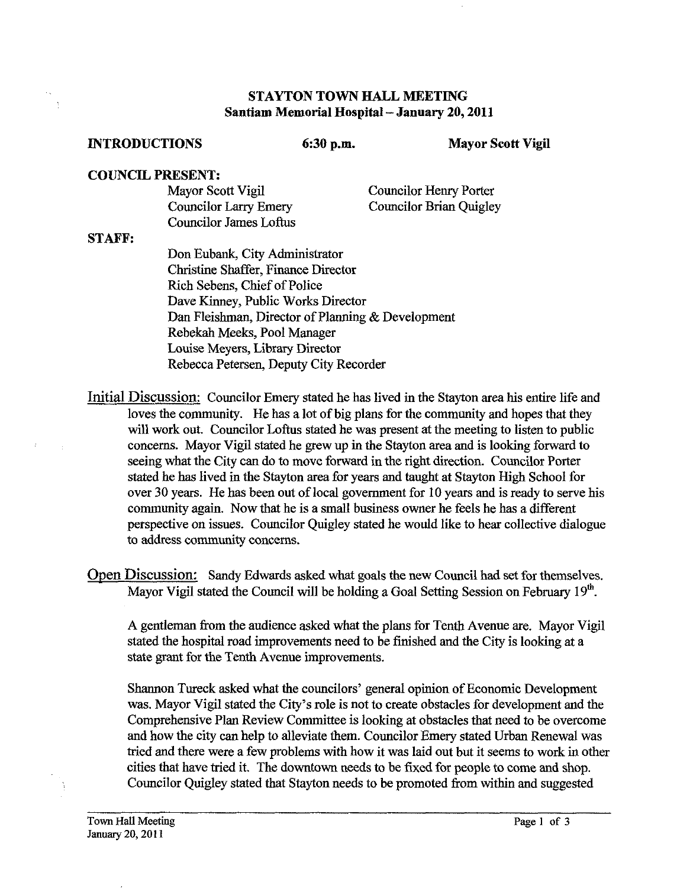# STAYTON TOWN HALL MEETING
## Santiam Memorial Hospital – January 20, 2011

**INTRODUCTIONS** **6:30 p.m.** **Mayor Scott Vigil**

**COUNCIL PRESENT:**

Mayor Scott Vigil
Councilor Larry Emery
Councilor James Loftus
Councilor Henry Porter
Councilor Brian Quigley

**STAFF:**

Don Eubank, City Administrator
Christine Shaffer, Finance Director
Rich Sebens, Chief of Police
Dave Kinney, Public Works Director
Dan Fleishman, Director of Planning & Development
Rebekah Meeks, Pool Manager
Louise Meyers, Library Director
Rebecca Petersen, Deputy City Recorder

Initial Discussion: Councilor Emery stated he has lived in the Stayton area his entire life and loves the community. He has a lot of big plans for the community and hopes that they will work out. Councilor Loftus stated he was present at the meeting to listen to public concerns. Mayor Vigil stated he grew up in the Stayton area and is looking forward to seeing what the City can do to move forward in the right direction. Councilor Porter stated he has lived in the Stayton area for years and taught at Stayton High School for over 30 years. He has been out of local government for 10 years and is ready to serve his community again. Now that he is a small business owner he feels he has a different perspective on issues. Councilor Quigley stated he would like to hear collective dialogue to address community concerns.

Open Discussion: Sandy Edwards asked what goals the new Council had set for themselves. Mayor Vigil stated the Council will be holding a Goal Setting Session on February 19th.

A gentleman from the audience asked what the plans for Tenth Avenue are. Mayor Vigil stated the hospital road improvements need to be finished and the City is looking at a state grant for the Tenth Avenue improvements.

Shannon Tureck asked what the councilors' general opinion of Economic Development was. Mayor Vigil stated the City's role is not to create obstacles for development and the Comprehensive Plan Review Committee is looking at obstacles that need to be overcome and how the city can help to alleviate them. Councilor Emery stated Urban Renewal was tried and there were a few problems with how it was laid out but it seems to work in other cities that have tried it. The downtown needs to be fixed for people to come and shop. Councilor Quigley stated that Stayton needs to be promoted from within and suggested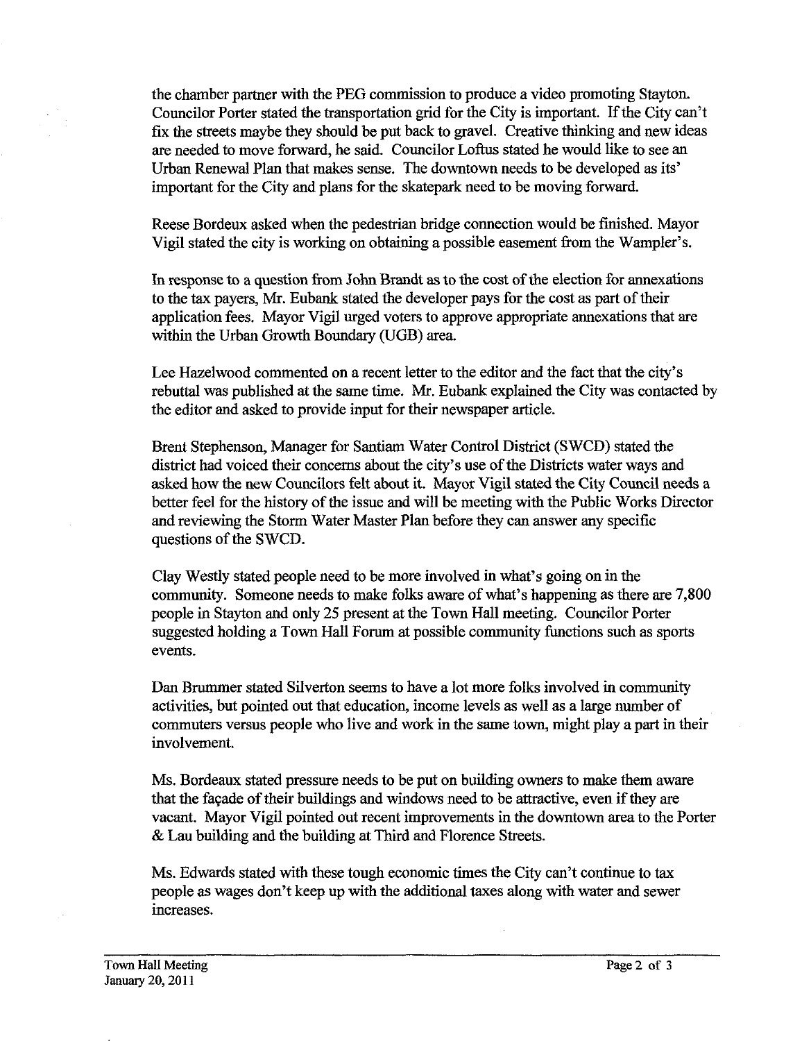the chamber partner with the PEG commission to produce a video promoting Stayton. Councilor Porter stated the transportation grid for the City is important. If the City can't fix the streets maybe they should be put back to gravel. Creative thinking and new ideas are needed to move forward, he said. Councilor Loftus stated he would like to see an Urban Renewal Plan that makes sense. The downtown needs to be developed as its' important for the City and plans for the skatepark need to be moving forward.

Reese Bordeux asked when the pedestrian bridge connection would be finished. Mayor Vigil stated the city is working on obtaining a possible easement from the Wampler's.

In response to a question from John Brandt as to the cost of the election for annexations to the tax payers, Mr. Eubank stated the developer pays for the cost as part of their application fees. Mayor Vigil urged voters to approve appropriate annexations that are within the Urban Growth Boundary (UGB) area.

Lee Hazelwood commented on a recent letter to the editor and the fact that the city's rebuttal was published at the same time. Mr. Eubank explained the City was contacted by the editor and asked to provide input for their newspaper article.

Brent Stephenson, Manager for Santiam Water Control District (SWCD) stated the district had voiced their concerns about the city's use of the Districts water ways and asked how the new Councilors felt about it. Mayor Vigil stated the City Council needs a better feel for the history of the issue and will be meeting with the Public Works Director and reviewing the Storm Water Master Plan before they can answer any specific questions of the SWCD.

Clay Westly stated people need to be more involved in what's going on in the community. Someone needs to make folks aware of what's happening as there are 7,800 people in Stayton and only 25 present at the Town Hall meeting. Councilor Porter suggested holding a Town Hall Forum at possible community functions such as sports events.

Dan Brummer stated Silverton seems to have a lot more folks involved in community activities, but pointed out that education, income levels as well as a large number of commuters versus people who live and work in the same town, might play a part in their involvement.

Ms. Bordeaux stated pressure needs to be put on building owners to make them aware that the façade of their buildings and windows need to be attractive, even if they are vacant. Mayor Vigil pointed out recent improvements in the downtown area to the Porter & Lau building and the building at Third and Florence Streets.

Ms. Edwards stated with these tough economic times the City can't continue to tax people as wages don't keep up with the additional taxes along with water and sewer increases.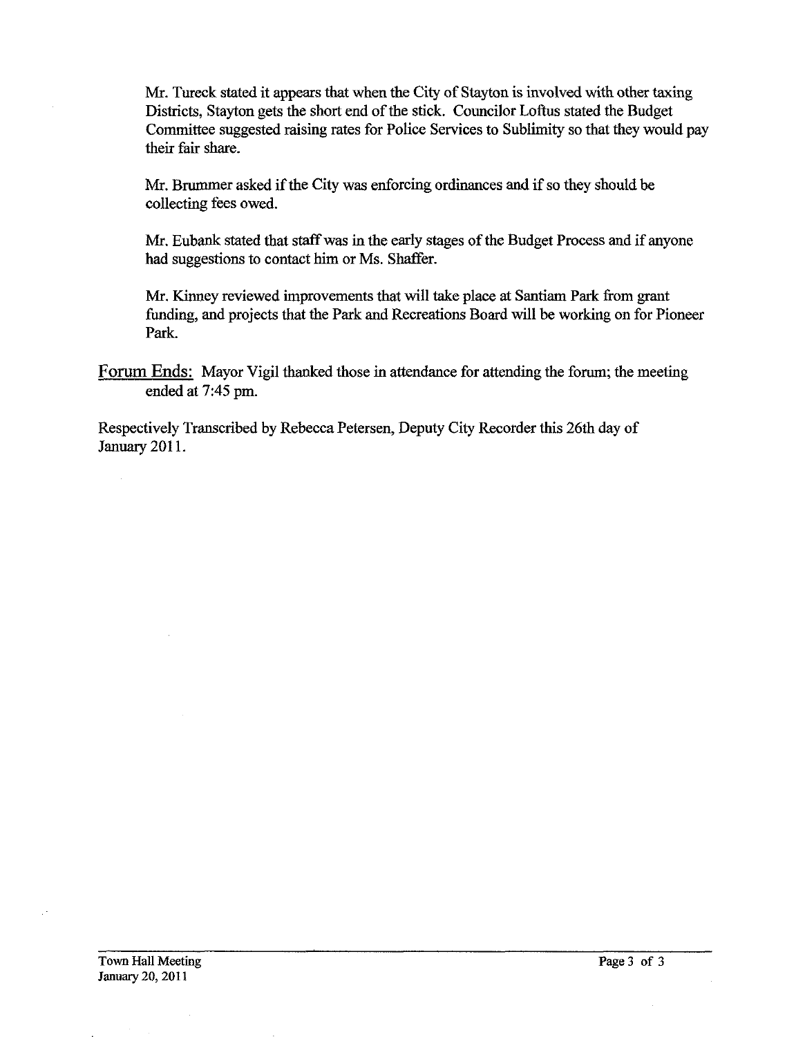Mr. Tureck stated it appears that when the City of Stayton is involved with other taxing Districts, Stayton gets the short end of the stick. Councilor Loftus stated the Budget Committee suggested raising rates for Police Services to Sublimity so that they would pay their fair share.

Mr. Brummer asked if the City was enforcing ordinances and if so they should be collecting fees owed.

Mr. Eubank stated that staff was in the early stages of the Budget Process and if anyone had suggestions to contact him or Ms. Shaffer.

Mr. Kinney reviewed improvements that will take place at Santiam Park from grant funding, and projects that the Park and Recreations Board will be working on for Pioneer Park.

Forum Ends: Mayor Vigil thanked those in attendance for attending the forum; the meeting ended at 7:45 pm.

Respectively Transcribed by Rebecca Petersen, Deputy City Recorder this 26th day of January 2011.